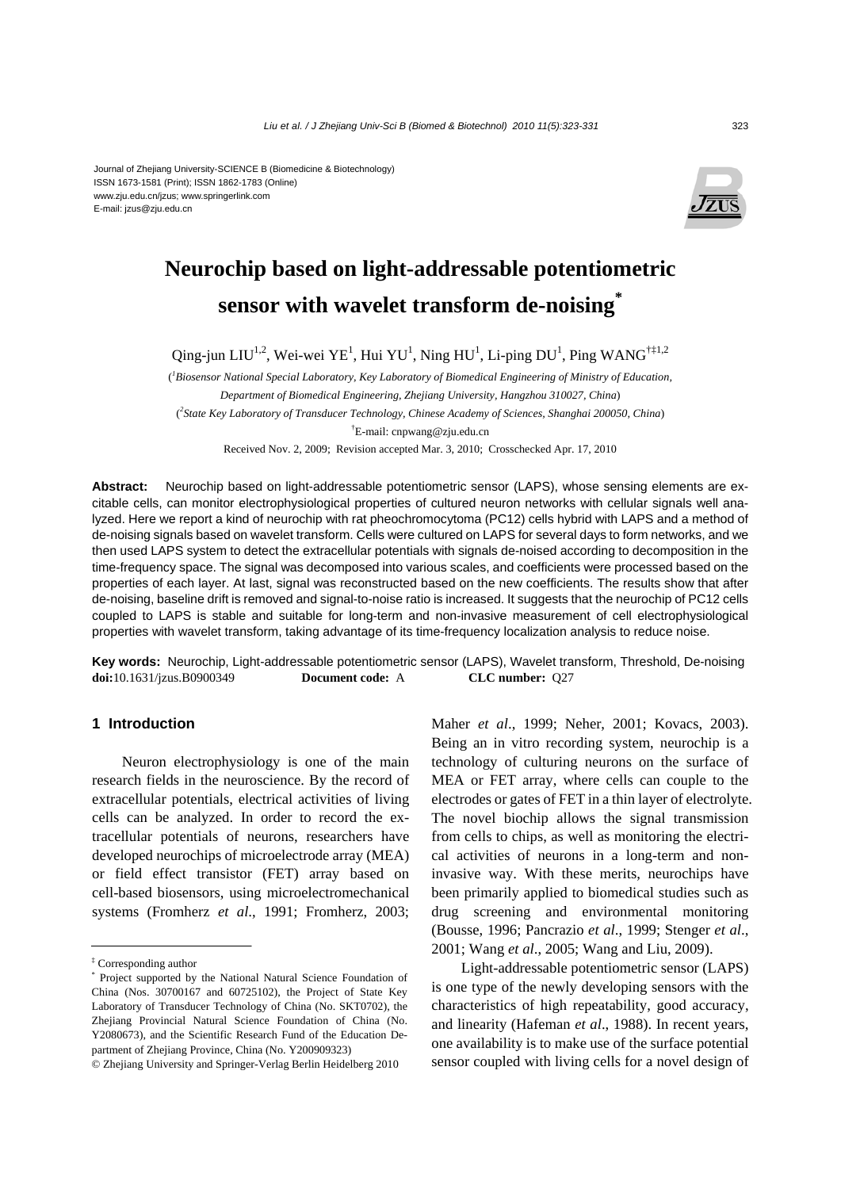Journal of Zhejiang University-SCIENCE B (Biomedicine & Biotechnology)
ISSN 1673-1581 (Print); ISSN 1862-1783 (Online)
www.zju.edu.cn/jzus; www.springerlink.com
E-mail: jzus@zju.edu.cn

# Neurochip based on light-addressable potentiometric sensor with wavelet transform de-noising*

Qing-jun LIU[1,2], Wei-wei YE[1], Hui YU[1], Ning HU[1], Li-ping DU[1], Ping WANG[†‡1,2]

([1]Biosensor National Special Laboratory, Key Laboratory of Biomedical Engineering of Ministry of Education, Department of Biomedical Engineering, Zhejiang University, Hangzhou 310027, China)

([2]State Key Laboratory of Transducer Technology, Chinese Academy of Sciences, Shanghai 200050, China)

[†]E-mail: cnpwang@zju.edu.cn

Received Nov. 2, 2009; Revision accepted Mar. 3, 2010; Crosschecked Apr. 17, 2010

**Abstract:** Neurochip based on light-addressable potentiometric sensor (LAPS), whose sensing elements are excitable cells, can monitor electrophysiological properties of cultured neuron networks with cellular signals well analyzed. Here we report a kind of neurochip with rat pheochromocytoma (PC12) cells hybrid with LAPS and a method of de-noising signals based on wavelet transform. Cells were cultured on LAPS for several days to form networks, and we then used LAPS system to detect the extracellular potentials with signals de-noised according to decomposition in the time-frequency space. The signal was decomposed into various scales, and coefficients were processed based on the properties of each layer. At last, signal was reconstructed based on the new coefficients. The results show that after de-noising, baseline drift is removed and signal-to-noise ratio is increased. It suggests that the neurochip of PC12 cells coupled to LAPS is stable and suitable for long-term and non-invasive measurement of cell electrophysiological properties with wavelet transform, taking advantage of its time-frequency localization analysis to reduce noise.

**Key words:** Neurochip, Light-addressable potentiometric sensor (LAPS), Wavelet transform, Threshold, De-noising
**doi:**10.1631/jzus.B0900349 **Document code:** A **CLC number:** Q27

## 1 Introduction

Neuron electrophysiology is one of the main research fields in the neuroscience. By the record of extracellular potentials, electrical activities of living cells can be analyzed. In order to record the extracellular potentials of neurons, researchers have developed neurochips of microelectrode array (MEA) or field effect transistor (FET) array based on cell-based biosensors, using microelectromechanical systems (Fromherz *et al*., 1991; Fromherz, 2003; Maher *et al*., 1999; Neher, 2001; Kovacs, 2003). Being an in vitro recording system, neurochip is a technology of culturing neurons on the surface of MEA or FET array, where cells can couple to the electrodes or gates of FET in a thin layer of electrolyte. The novel biochip allows the signal transmission from cells to chips, as well as monitoring the electrical activities of neurons in a long-term and non-invasive way. With these merits, neurochips have been primarily applied to biomedical studies such as drug screening and environmental monitoring (Bousse, 1996; Pancrazio *et al*., 1999; Stenger *et al*., 2001; Wang *et al*., 2005; Wang and Liu, 2009).

Light-addressable potentiometric sensor (LAPS) is one type of the newly developing sensors with the characteristics of high repeatability, good accuracy, and linearity (Hafeman *et al*., 1988). In recent years, one availability is to make use of the surface potential sensor coupled with living cells for a novel design of

---

‡ Corresponding author

\* Project supported by the National Natural Science Foundation of China (Nos. 30700167 and 60725102), the Project of State Key Laboratory of Transducer Technology of China (No. SKT0702), the Zhejiang Provincial Natural Science Foundation of China (No. Y2080673), and the Scientific Research Fund of the Education Department of Zhejiang Province, China (No. Y200909323)

© Zhejiang University and Springer-Verlag Berlin Heidelberg 2010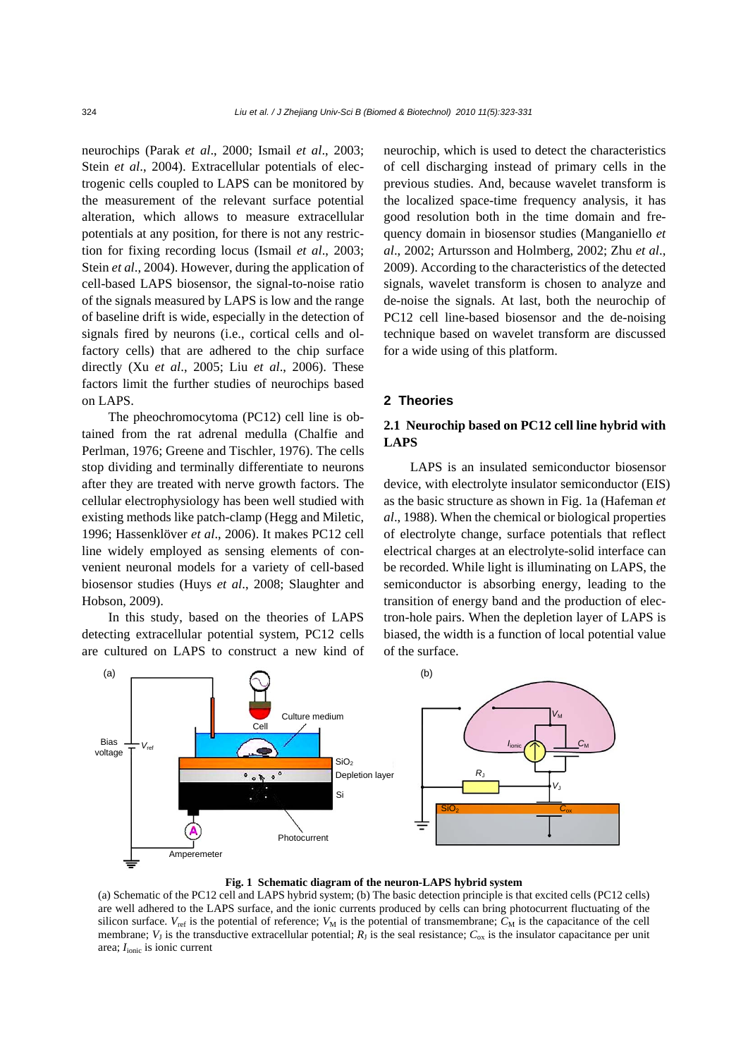neurochips (Parak *et al*., 2000; Ismail *et al*., 2003; Stein *et al*., 2004). Extracellular potentials of electrogenic cells coupled to LAPS can be monitored by the measurement of the relevant surface potential alteration, which allows to measure extracellular potentials at any position, for there is not any restriction for fixing recording locus (Ismail *et al*., 2003; Stein *et al*., 2004). However, during the application of cell-based LAPS biosensor, the signal-to-noise ratio of the signals measured by LAPS is low and the range of baseline drift is wide, especially in the detection of signals fired by neurons (i.e., cortical cells and olfactory cells) that are adhered to the chip surface directly (Xu *et al*., 2005; Liu *et al*., 2006). These factors limit the further studies of neurochips based on LAPS.

The pheochromocytoma (PC12) cell line is obtained from the rat adrenal medulla (Chalfie and Perlman, 1976; Greene and Tischler, 1976). The cells stop dividing and terminally differentiate to neurons after they are treated with nerve growth factors. The cellular electrophysiology has been well studied with existing methods like patch-clamp (Hegg and Miletic, 1996; Hassenklöver *et al*., 2006). It makes PC12 cell line widely employed as sensing elements of convenient neuronal models for a variety of cell-based biosensor studies (Huys *et al*., 2008; Slaughter and Hobson, 2009).

In this study, based on the theories of LAPS detecting extracellular potential system, PC12 cells are cultured on LAPS to construct a new kind of neurochip, which is used to detect the characteristics of cell discharging instead of primary cells in the previous studies. And, because wavelet transform is the localized space-time frequency analysis, it has good resolution both in the time domain and frequency domain in biosensor studies (Manganiello *et al*., 2002; Artursson and Holmberg, 2002; Zhu *et al*., 2009). According to the characteristics of the detected signals, wavelet transform is chosen to analyze and de-noise the signals. At last, both the neurochip of PC12 cell line-based biosensor and the de-noising technique based on wavelet transform are discussed for a wide using of this platform.

## 2 Theories

### 2.1 Neurochip based on PC12 cell line hybrid with LAPS

LAPS is an insulated semiconductor biosensor device, with electrolyte insulator semiconductor (EIS) as the basic structure as shown in Fig. 1a (Hafeman *et al*., 1988). When the chemical or biological properties of electrolyte change, surface potentials that reflect electrical charges at an electrolyte-solid interface can be recorded. While light is illuminating on LAPS, the semiconductor is absorbing energy, leading to the transition of energy band and the production of electron-hole pairs. When the depletion layer of LAPS is biased, the width is a function of local potential value of the surface.

**Fig. 1 Schematic diagram of the neuron-LAPS hybrid system**

(a) Schematic of the PC12 cell and LAPS hybrid system; (b) The basic detection principle is that excited cells (PC12 cells) are well adhered to the LAPS surface, and the ionic currents produced by cells can bring photocurrent fluctuating of the silicon surface. $V_{ref}$ is the potential of reference; $V_M$ is the potential of transmembrane; $C_M$ is the capacitance of the cell membrane; $V_J$ is the transductive extracellular potential; $R_J$ is the seal resistance; $C_{ox}$ is the insulator capacitance per unit area; $I_{ionic}$ is ionic current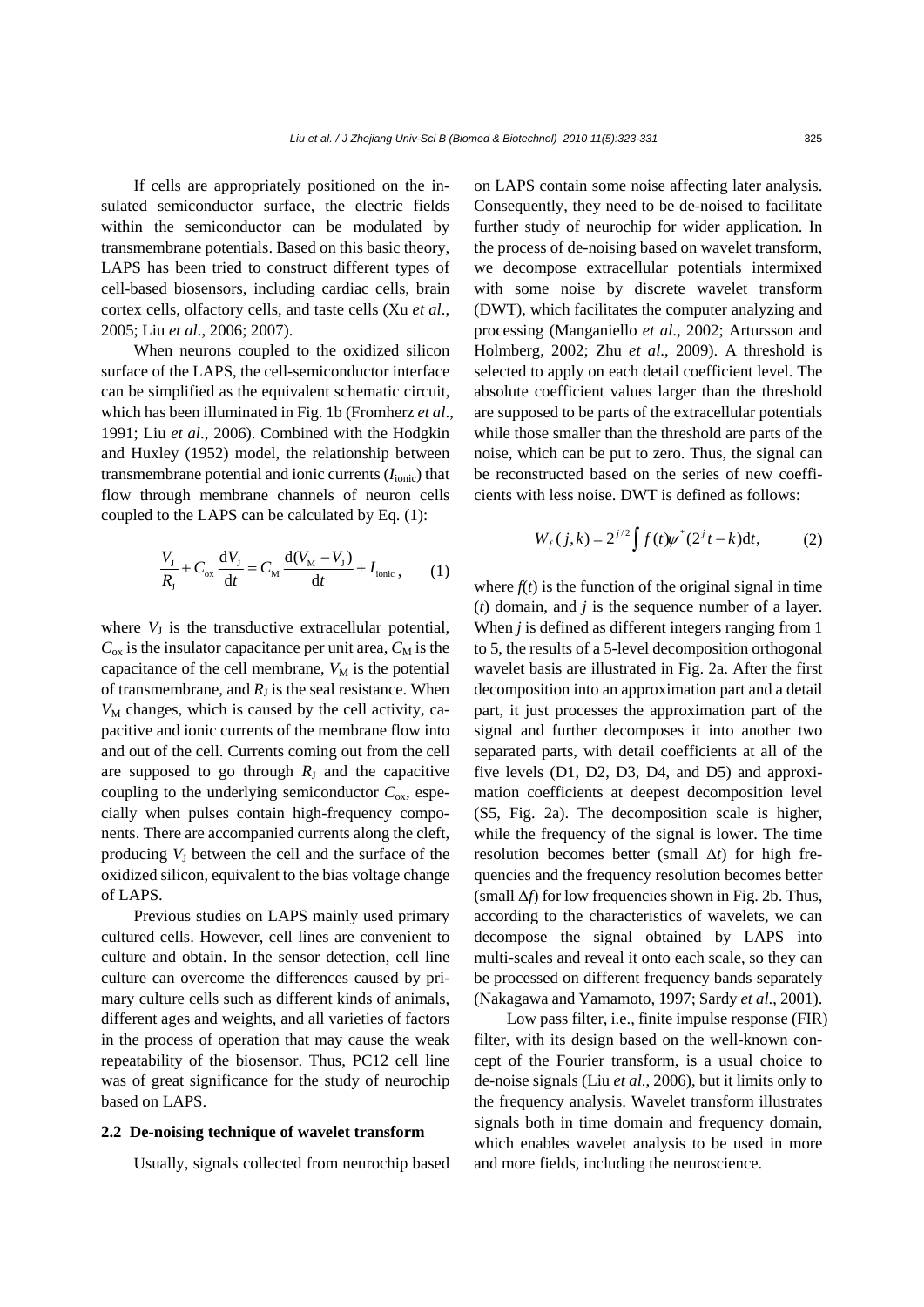If cells are appropriately positioned on the insulated semiconductor surface, the electric fields within the semiconductor can be modulated by transmembrane potentials. Based on this basic theory, LAPS has been tried to construct different types of cell-based biosensors, including cardiac cells, brain cortex cells, olfactory cells, and taste cells (Xu *et al*., 2005; Liu *et al*., 2006; 2007).

When neurons coupled to the oxidized silicon surface of the LAPS, the cell-semiconductor interface can be simplified as the equivalent schematic circuit, which has been illuminated in Fig. 1b (Fromherz *et al*., 1991; Liu *et al*., 2006). Combined with the Hodgkin and Huxley (1952) model, the relationship between transmembrane potential and ionic currents ($I_{\text{ionic}}$) that flow through membrane channels of neuron cells coupled to the LAPS can be calculated by Eq. (1):

$$\frac{V_{\text{J}}}{R_{\text{J}}} + C_{\text{ox}}\frac{\mathrm{d}V_{\text{J}}}{\mathrm{d}t} = C_{\text{M}}\frac{\mathrm{d}(V_{\text{M}} - V_{\text{J}})}{\mathrm{d}t} + I_{\text{ionic}}, \qquad (1)$$

where $V_{\text{J}}$ is the transductive extracellular potential, $C_{\text{ox}}$ is the insulator capacitance per unit area, $C_{\text{M}}$ is the capacitance of the cell membrane, $V_{\text{M}}$ is the potential of transmembrane, and $R_{\text{J}}$ is the seal resistance. When $V_{\text{M}}$ changes, which is caused by the cell activity, capacitive and ionic currents of the membrane flow into and out of the cell. Currents coming out from the cell are supposed to go through $R_{\text{J}}$ and the capacitive coupling to the underlying semiconductor $C_{\text{ox}}$, especially when pulses contain high-frequency components. There are accompanied currents along the cleft, producing $V_{\text{J}}$ between the cell and the surface of the oxidized silicon, equivalent to the bias voltage change of LAPS.

Previous studies on LAPS mainly used primary cultured cells. However, cell lines are convenient to culture and obtain. In the sensor detection, cell line culture can overcome the differences caused by primary culture cells such as different kinds of animals, different ages and weights, and all varieties of factors in the process of operation that may cause the weak repeatability of the biosensor. Thus, PC12 cell line was of great significance for the study of neurochip based on LAPS.

### 2.2 De-noising technique of wavelet transform

Usually, signals collected from neurochip based on LAPS contain some noise affecting later analysis. Consequently, they need to be de-noised to facilitate further study of neurochip for wider application. In the process of de-noising based on wavelet transform, we decompose extracellular potentials intermixed with some noise by discrete wavelet transform (DWT), which facilitates the computer analyzing and processing (Manganiello *et al*., 2002; Artursson and Holmberg, 2002; Zhu *et al*., 2009). A threshold is selected to apply on each detail coefficient level. The absolute coefficient values larger than the threshold are supposed to be parts of the extracellular potentials while those smaller than the threshold are parts of the noise, which can be put to zero. Thus, the signal can be reconstructed based on the series of new coefficients with less noise. DWT is defined as follows:

$$W_f(j,k) = 2^{j/2}\int f(t)\psi^*(2^j t - k)\mathrm{d}t, \qquad (2)$$

where $f(t)$ is the function of the original signal in time ($t$) domain, and $j$ is the sequence number of a layer. When $j$ is defined as different integers ranging from 1 to 5, the results of a 5-level decomposition orthogonal wavelet basis are illustrated in Fig. 2a. After the first decomposition into an approximation part and a detail part, it just processes the approximation part of the signal and further decomposes it into another two separated parts, with detail coefficients at all of the five levels (D1, D2, D3, D4, and D5) and approximation coefficients at deepest decomposition level (S5, Fig. 2a). The decomposition scale is higher, while the frequency of the signal is lower. The time resolution becomes better (small $\Delta t$) for high frequencies and the frequency resolution becomes better (small $\Delta f$) for low frequencies shown in Fig. 2b. Thus, according to the characteristics of wavelets, we can decompose the signal obtained by LAPS into multi-scales and reveal it onto each scale, so they can be processed on different frequency bands separately (Nakagawa and Yamamoto, 1997; Sardy *et al*., 2001).

Low pass filter, i.e., finite impulse response (FIR) filter, with its design based on the well-known concept of the Fourier transform, is a usual choice to de-noise signals (Liu *et al*., 2006), but it limits only to the frequency analysis. Wavelet transform illustrates signals both in time domain and frequency domain, which enables wavelet analysis to be used in more and more fields, including the neuroscience.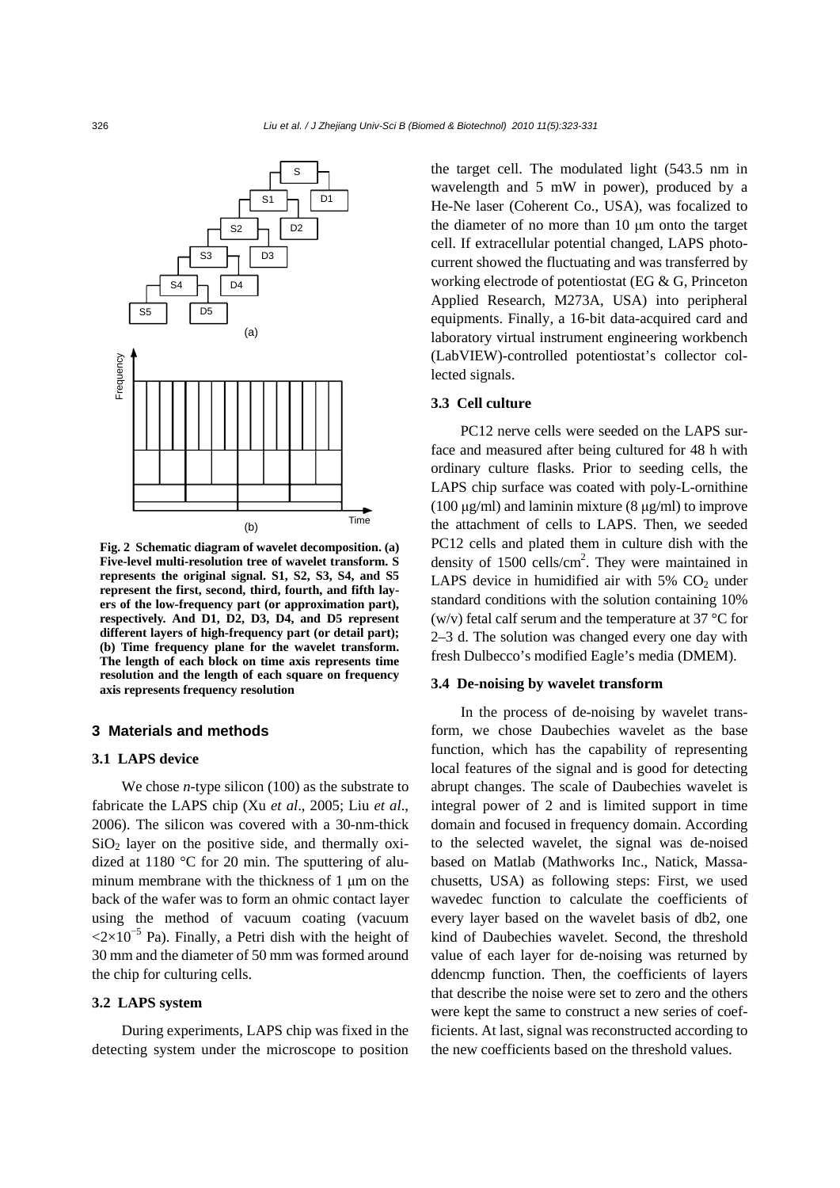Fig. 2 Schematic diagram of wavelet decomposition. (a) Five-level multi-resolution tree of wavelet transform. S represents the original signal. S1, S2, S3, S4, and S5 represent the first, second, third, fourth, and fifth layers of the low-frequency part (or approximation part), respectively. And D1, D2, D3, D4, and D5 represent different layers of high-frequency part (or detail part); (b) Time frequency plane for the wavelet transform. The length of each block on time axis represents time resolution and the length of each square on frequency axis represents frequency resolution

## 3 Materials and methods

### 3.1 LAPS device

We chose *n*-type silicon (100) as the substrate to fabricate the LAPS chip (Xu *et al*., 2005; Liu *et al*., 2006). The silicon was covered with a 30-nm-thick $SiO_2$ layer on the positive side, and thermally oxidized at 1180 °C for 20 min. The sputtering of aluminum membrane with the thickness of 1 μm on the back of the wafer was to form an ohmic contact layer using the method of vacuum coating (vacuum $<2\times10^{-5}$ Pa). Finally, a Petri dish with the height of 30 mm and the diameter of 50 mm was formed around the chip for culturing cells.

### 3.2 LAPS system

During experiments, LAPS chip was fixed in the detecting system under the microscope to position the target cell. The modulated light (543.5 nm in wavelength and 5 mW in power), produced by a He-Ne laser (Coherent Co., USA), was focalized to the diameter of no more than 10 μm onto the target cell. If extracellular potential changed, LAPS photocurrent showed the fluctuating and was transferred by working electrode of potentiostat (EG & G, Princeton Applied Research, M273A, USA) into peripheral equipments. Finally, a 16-bit data-acquired card and laboratory virtual instrument engineering workbench (LabVIEW)-controlled potentiostat's collector collected signals.

### 3.3 Cell culture

PC12 nerve cells were seeded on the LAPS surface and measured after being cultured for 48 h with ordinary culture flasks. Prior to seeding cells, the LAPS chip surface was coated with poly-L-ornithine (100 μg/ml) and laminin mixture (8 μg/ml) to improve the attachment of cells to LAPS. Then, we seeded PC12 cells and plated them in culture dish with the density of 1500 cells/cm$^2$. They were maintained in LAPS device in humidified air with 5% $CO_2$ under standard conditions with the solution containing 10% (w/v) fetal calf serum and the temperature at 37 °C for 2–3 d. The solution was changed every one day with fresh Dulbecco's modified Eagle's media (DMEM).

### 3.4 De-noising by wavelet transform

In the process of de-noising by wavelet transform, we chose Daubechies wavelet as the base function, which has the capability of representing local features of the signal and is good for detecting abrupt changes. The scale of Daubechies wavelet is integral power of 2 and is limited support in time domain and focused in frequency domain. According to the selected wavelet, the signal was de-noised based on Matlab (Mathworks Inc., Natick, Massachusetts, USA) as following steps: First, we used wavedec function to calculate the coefficients of every layer based on the wavelet basis of db2, one kind of Daubechies wavelet. Second, the threshold value of each layer for de-noising was returned by ddencmp function. Then, the coefficients of layers that describe the noise were set to zero and the others were kept the same to construct a new series of coefficients. At last, signal was reconstructed according to the new coefficients based on the threshold values.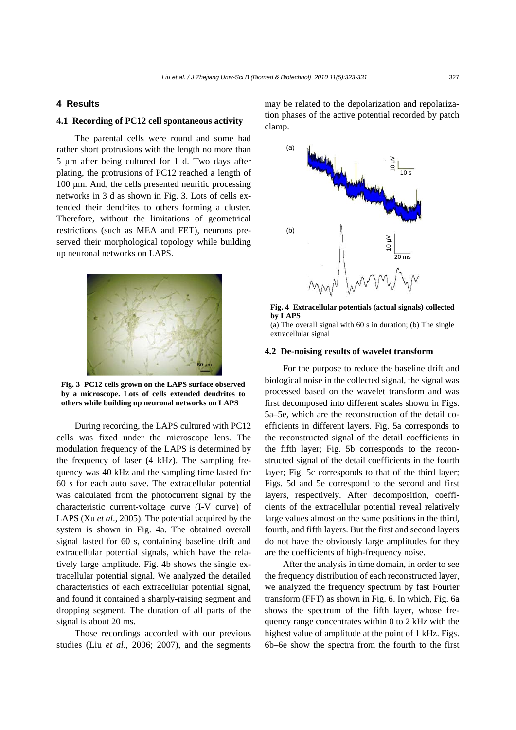## 4 Results

### 4.1 Recording of PC12 cell spontaneous activity

The parental cells were round and some had rather short protrusions with the length no more than 5 μm after being cultured for 1 d. Two days after plating, the protrusions of PC12 reached a length of 100 μm. And, the cells presented neuritic processing networks in 3 d as shown in Fig. 3. Lots of cells extended their dendrites to others forming a cluster. Therefore, without the limitations of geometrical restrictions (such as MEA and FET), neurons preserved their morphological topology while building up neuronal networks on LAPS.

**Fig. 3 PC12 cells grown on the LAPS surface observed by a microscope. Lots of cells extended dendrites to others while building up neuronal networks on LAPS**

During recording, the LAPS cultured with PC12 cells was fixed under the microscope lens. The modulation frequency of the LAPS is determined by the frequency of laser (4 kHz). The sampling frequency was 40 kHz and the sampling time lasted for 60 s for each auto save. The extracellular potential was calculated from the photocurrent signal by the characteristic current-voltage curve (I-V curve) of LAPS (Xu *et al*., 2005). The potential acquired by the system is shown in Fig. 4a. The obtained overall signal lasted for 60 s, containing baseline drift and extracellular potential signals, which have the relatively large amplitude. Fig. 4b shows the single extracellular potential signal. We analyzed the detailed characteristics of each extracellular potential signal, and found it contained a sharply-raising segment and dropping segment. The duration of all parts of the signal is about 20 ms.

Those recordings accorded with our previous studies (Liu *et al*., 2006; 2007), and the segments may be related to the depolarization and repolarization phases of the active potential recorded by patch clamp.

**Fig. 4 Extracellular potentials (actual signals) collected by LAPS**

(a) The overall signal with 60 s in duration; (b) The single extracellular signal

### 4.2 De-noising results of wavelet transform

For the purpose to reduce the baseline drift and biological noise in the collected signal, the signal was processed based on the wavelet transform and was first decomposed into different scales shown in Figs. 5a–5e, which are the reconstruction of the detail coefficients in different layers. Fig. 5a corresponds to the reconstructed signal of the detail coefficients in the fifth layer; Fig. 5b corresponds to the reconstructed signal of the detail coefficients in the fourth layer; Fig. 5c corresponds to that of the third layer; Figs. 5d and 5e correspond to the second and first layers, respectively. After decomposition, coefficients of the extracellular potential reveal relatively large values almost on the same positions in the third, fourth, and fifth layers. But the first and second layers do not have the obviously large amplitudes for they are the coefficients of high-frequency noise.

After the analysis in time domain, in order to see the frequency distribution of each reconstructed layer, we analyzed the frequency spectrum by fast Fourier transform (FFT) as shown in Fig. 6. In which, Fig. 6a shows the spectrum of the fifth layer, whose frequency range concentrates within 0 to 2 kHz with the highest value of amplitude at the point of 1 kHz. Figs. 6b–6e show the spectra from the fourth to the first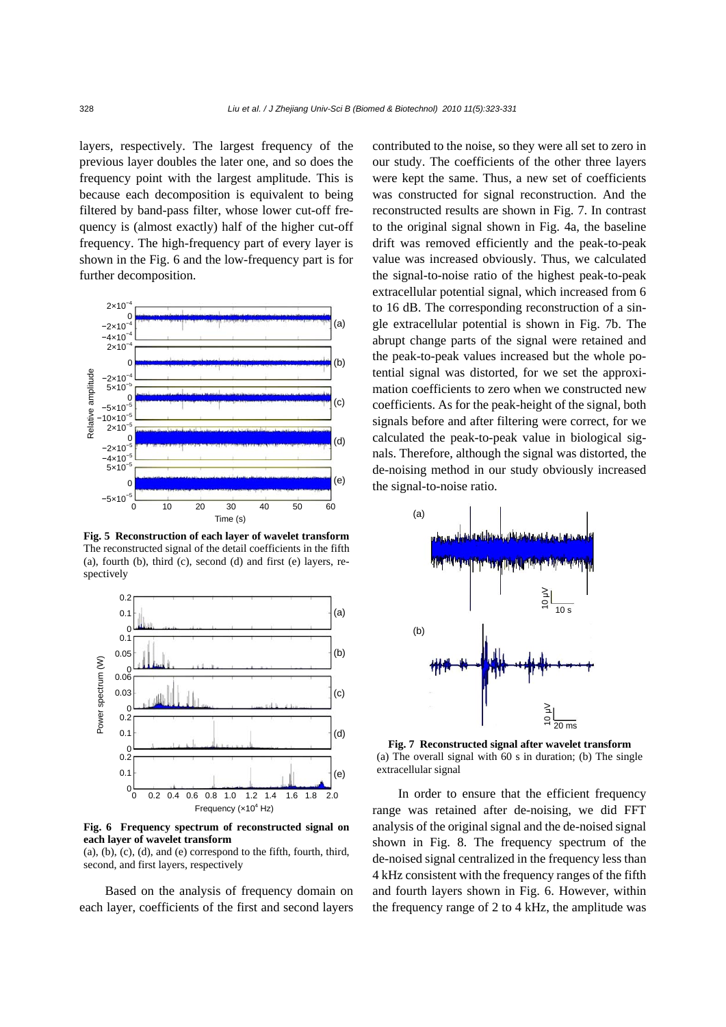layers, respectively. The largest frequency of the previous layer doubles the later one, and so does the frequency point with the largest amplitude. This is because each decomposition is equivalent to being filtered by band-pass filter, whose lower cut-off frequency is (almost exactly) half of the higher cut-off frequency. The high-frequency part of every layer is shown in the Fig. 6 and the low-frequency part is for further decomposition.

**Fig. 5 Reconstruction of each layer of wavelet transform**
The reconstructed signal of the detail coefficients in the fifth (a), fourth (b), third (c), second (d) and first (e) layers, respectively

**Fig. 6 Frequency spectrum of reconstructed signal on each layer of wavelet transform**
(a), (b), (c), (d), and (e) correspond to the fifth, fourth, third, second, and first layers, respectively

Based on the analysis of frequency domain on each layer, coefficients of the first and second layers contributed to the noise, so they were all set to zero in our study. The coefficients of the other three layers were kept the same. Thus, a new set of coefficients was constructed for signal reconstruction. And the reconstructed results are shown in Fig. 7. In contrast to the original signal shown in Fig. 4a, the baseline drift was removed efficiently and the peak-to-peak value was increased obviously. Thus, we calculated the signal-to-noise ratio of the highest peak-to-peak extracellular potential signal, which increased from 6 to 16 dB. The corresponding reconstruction of a single extracellular potential is shown in Fig. 7b. The abrupt change parts of the signal were retained and the peak-to-peak values increased but the whole potential signal was distorted, for we set the approximation coefficients to zero when we constructed new coefficients. As for the peak-height of the signal, both signals before and after filtering were correct, for we calculated the peak-to-peak value in biological signals. Therefore, although the signal was distorted, the de-noising method in our study obviously increased the signal-to-noise ratio.

**Fig. 7 Reconstructed signal after wavelet transform**
(a) The overall signal with 60 s in duration; (b) The single extracellular signal

In order to ensure that the efficient frequency range was retained after de-noising, we did FFT analysis of the original signal and the de-noised signal shown in Fig. 8. The frequency spectrum of the de-noised signal centralized in the frequency less than 4 kHz consistent with the frequency ranges of the fifth and fourth layers shown in Fig. 6. However, within the frequency range of 2 to 4 kHz, the amplitude was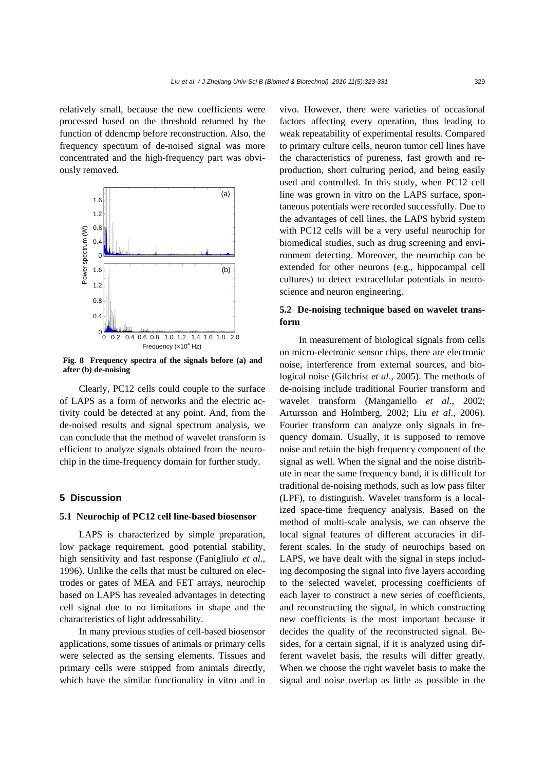relatively small, because the new coefficients were processed based on the threshold returned by the function of ddencmp before reconstruction. Also, the frequency spectrum of de-noised signal was more concentrated and the high-frequency part was obviously removed.

**Fig. 8 Frequency spectra of the signals before (a) and after (b) de-noising**

Clearly, PC12 cells could couple to the surface of LAPS as a form of networks and the electric activity could be detected at any point. And, from the de-noised results and signal spectrum analysis, we can conclude that the method of wavelet transform is efficient to analyze signals obtained from the neurochip in the time-frequency domain for further study.

## 5 Discussion

### 5.1 Neurochip of PC12 cell line-based biosensor

LAPS is characterized by simple preparation, low package requirement, good potential stability, high sensitivity and fast response (Fanigliulo *et al*., 1996). Unlike the cells that must be cultured on electrodes or gates of MEA and FET arrays, neurochip based on LAPS has revealed advantages in detecting cell signal due to no limitations in shape and the characteristics of light addressability.

In many previous studies of cell-based biosensor applications, some tissues of animals or primary cells were selected as the sensing elements. Tissues and primary cells were stripped from animals directly, which have the similar functionality in vitro and in vivo. However, there were varieties of occasional factors affecting every operation, thus leading to weak repeatability of experimental results. Compared to primary culture cells, neuron tumor cell lines have the characteristics of pureness, fast growth and reproduction, short culturing period, and being easily used and controlled. In this study, when PC12 cell line was grown in vitro on the LAPS surface, spontaneous potentials were recorded successfully. Due to the advantages of cell lines, the LAPS hybrid system with PC12 cells will be a very useful neurochip for biomedical studies, such as drug screening and environment detecting. Moreover, the neurochip can be extended for other neurons (e.g., hippocampal cell cultures) to detect extracellular potentials in neuroscience and neuron engineering.

### 5.2 De-noising technique based on wavelet transform

In measurement of biological signals from cells on micro-electronic sensor chips, there are electronic noise, interference from external sources, and biological noise (Gilchrist *et al*., 2005). The methods of de-noising include traditional Fourier transform and wavelet transform (Manganiello *et al*., 2002; Artursson and Holmberg, 2002; Liu *et al*., 2006). Fourier transform can analyze only signals in frequency domain. Usually, it is supposed to remove noise and retain the high frequency component of the signal as well. When the signal and the noise distribute in near the same frequency band, it is difficult for traditional de-noising methods, such as low pass filter (LPF), to distinguish. Wavelet transform is a localized space-time frequency analysis. Based on the method of multi-scale analysis, we can observe the local signal features of different accuracies in different scales. In the study of neurochips based on LAPS, we have dealt with the signal in steps including decomposing the signal into five layers according to the selected wavelet, processing coefficients of each layer to construct a new series of coefficients, and reconstructing the signal, in which constructing new coefficients is the most important because it decides the quality of the reconstructed signal. Besides, for a certain signal, if it is analyzed using different wavelet basis, the results will differ greatly. When we choose the right wavelet basis to make the signal and noise overlap as little as possible in the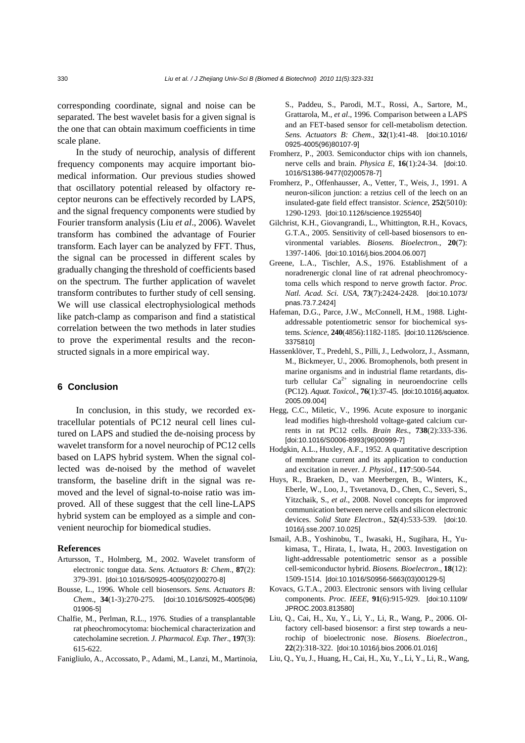corresponding coordinate, signal and noise can be separated. The best wavelet basis for a given signal is the one that can obtain maximum coefficients in time scale plane.

In the study of neurochip, analysis of different frequency components may acquire important biomedical information. Our previous studies showed that oscillatory potential released by olfactory receptor neurons can be effectively recorded by LAPS, and the signal frequency components were studied by Fourier transform analysis (Liu *et al*., 2006). Wavelet transform has combined the advantage of Fourier transform. Each layer can be analyzed by FFT. Thus, the signal can be processed in different scales by gradually changing the threshold of coefficients based on the spectrum. The further application of wavelet transform contributes to further study of cell sensing. We will use classical electrophysiological methods like patch-clamp as comparison and find a statistical correlation between the two methods in later studies to prove the experimental results and the reconstructed signals in a more empirical way.

## 6 Conclusion

In conclusion, in this study, we recorded extracellular potentials of PC12 neural cell lines cultured on LAPS and studied the de-noising process by wavelet transform for a novel neurochip of PC12 cells based on LAPS hybrid system. When the signal collected was de-noised by the method of wavelet transform, the baseline drift in the signal was removed and the level of signal-to-noise ratio was improved. All of these suggest that the cell line-LAPS hybrid system can be employed as a simple and convenient neurochip for biomedical studies.

## References

Artursson, T., Holmberg, M., 2002. Wavelet transform of electronic tongue data. *Sens. Actuators B: Chem*., **87**(2): 379-391. [doi:10.1016/S0925-4005(02)00270-8]

Bousse, L., 1996. Whole cell biosensors. *Sens. Actuators B: Chem*., **34**(1-3):270-275. [doi:10.1016/S0925-4005(96)01906-5]

Chalfie, M., Perlman, R.L., 1976. Studies of a transplantable rat pheochromocytoma: biochemical characterization and catecholamine secretion. *J. Pharmacol. Exp. Ther*., **197**(3): 615-622.

Fanigliulo, A., Accossato, P., Adami, M., Lanzi, M., Martinoia, S., Paddeu, S., Parodi, M.T., Rossi, A., Sartore, M., Grattarola, M., *et al*., 1996. Comparison between a LAPS and an FET-based sensor for cell-metabolism detection. *Sens. Actuators B: Chem*., **32**(1):41-48. [doi:10.1016/0925-4005(96)80107-9]

Fromherz, P., 2003. Semiconductor chips with ion channels, nerve cells and brain. *Physica E*, **16**(1):24-34. [doi:10.1016/S1386-9477(02)00578-7]

Fromherz, P., Offenhausser, A., Vetter, T., Weis, J., 1991. A neuron-silicon junction: a retzius cell of the leech on an insulated-gate field effect transistor. *Science*, **252**(5010): 1290-1293. [doi:10.1126/science.1925540]

Gilchrist, K.H., Giovangrandi, L., Whittington, R.H., Kovacs, G.T.A., 2005. Sensitivity of cell-based biosensors to environmental variables. *Biosens. Bioelectron.*, **20**(7): 1397-1406. [doi:10.1016/j.bios.2004.06.007]

Greene, L.A., Tischler, A.S., 1976. Establishment of a noradrenergic clonal line of rat adrenal pheochromocytoma cells which respond to nerve growth factor. *Proc. Natl. Acad. Sci. USA*, **73**(7):2424-2428. [doi:10.1073/pnas.73.7.2424]

Hafeman, D.G., Parce, J.W., McConnell, H.M., 1988. Light-addressable potentiometric sensor for biochemical systems. *Science*, **240**(4856):1182-1185. [doi:10.1126/science.3375810]

Hassenklöver, T., Predehl, S., Pilli, J., Ledwolorz, J., Assmann, M., Bickmeyer, U., 2006. Bromophenols, both present in marine organisms and in industrial flame retardants, disturb cellular $Ca^{2+}$ signaling in neuroendocrine cells (PC12). *Aquat. Toxicol*., **76**(1):37-45. [doi:10.1016/j.aquatox.2005.09.004]

Hegg, C.C., Miletic, V., 1996. Acute exposure to inorganic lead modifies high-threshold voltage-gated calcium currents in rat PC12 cells. *Brain Res*., **738**(2):333-336. [doi:10.1016/S0006-8993(96)00999-7]

Hodgkin, A.L., Huxley, A.F., 1952. A quantitative description of membrane current and its application to conduction and excitation in never. *J. Physiol.*, **117**:500-544.

Huys, R., Braeken, D., van Meerbergen, B., Winters, K., Eberle, W., Loo, J., Tsvetanova, D., Chen, C., Severi, S., Yitzchaik, S., *et al*., 2008. Novel concepts for improved communication between nerve cells and silicon electronic devices. *Solid State Electron*., **52**(4):533-539. [doi:10.1016/j.sse.2007.10.025]

Ismail, A.B., Yoshinobu, T., Iwasaki, H., Sugihara, H., Yukimasa, T., Hirata, I., Iwata, H., 2003. Investigation on light-addressable potentiometric sensor as a possible cell-semiconductor hybrid. *Biosens. Bioelectron*., **18**(12): 1509-1514. [doi:10.1016/S0956-5663(03)00129-5]

Kovacs, G.T.A., 2003. Electronic sensors with living cellular components. *Proc. IEEE*, **91**(6):915-929. [doi:10.1109/JPROC.2003.813580]

Liu, Q., Cai, H., Xu, Y., Li, Y., Li, R., Wang, P., 2006. Olfactory cell-based biosensor: a first step towards a neurochip of bioelectronic nose. *Biosens. Bioelectron*., **22**(2):318-322. [doi:10.1016/j.bios.2006.01.016]

Liu, Q., Yu, J., Huang, H., Cai, H., Xu, Y., Li, Y., Li, R., Wang,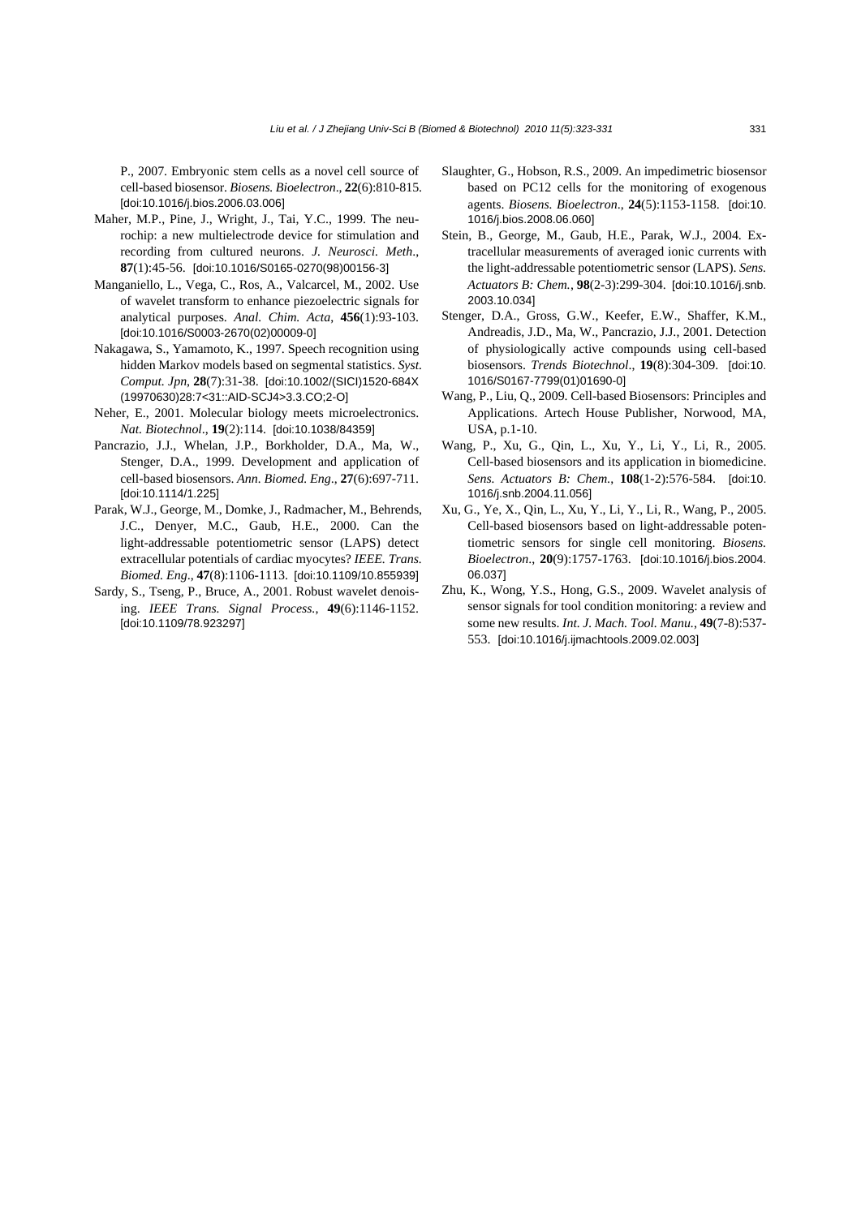P., 2007. Embryonic stem cells as a novel cell source of cell-based biosensor. *Biosens. Bioelectron*., **22**(6):810-815. [doi:10.1016/j.bios.2006.03.006]

Maher, M.P., Pine, J., Wright, J., Tai, Y.C., 1999. The neurochip: a new multielectrode device for stimulation and recording from cultured neurons. *J. Neurosci. Meth*., **87**(1):45-56. [doi:10.1016/S0165-0270(98)00156-3]

Manganiello, L., Vega, C., Ros, A., Valcarcel, M., 2002. Use of wavelet transform to enhance piezoelectric signals for analytical purposes. *Anal. Chim. Acta*, **456**(1):93-103. [doi:10.1016/S0003-2670(02)00009-0]

Nakagawa, S., Yamamoto, K., 1997. Speech recognition using hidden Markov models based on segmental statistics. *Syst. Comput. Jpn*, **28**(7):31-38. [doi:10.1002/(SICI)1520-684X(19970630)28:7<31::AID-SCJ4>3.3.CO;2-O]

Neher, E., 2001. Molecular biology meets microelectronics. *Nat. Biotechnol*., **19**(2):114. [doi:10.1038/84359]

Pancrazio, J.J., Whelan, J.P., Borkholder, D.A., Ma, W., Stenger, D.A., 1999. Development and application of cell-based biosensors. *Ann. Biomed. Eng*., **27**(6):697-711. [doi:10.1114/1.225]

Parak, W.J., George, M., Domke, J., Radmacher, M., Behrends, J.C., Denyer, M.C., Gaub, H.E., 2000. Can the light-addressable potentiometric sensor (LAPS) detect extracellular potentials of cardiac myocytes? *IEEE. Trans. Biomed. Eng*., **47**(8):1106-1113. [doi:10.1109/10.855939]

Sardy, S., Tseng, P., Bruce, A., 2001. Robust wavelet denoising. *IEEE Trans. Signal Process.*, **49**(6):1146-1152. [doi:10.1109/78.923297]

Slaughter, G., Hobson, R.S., 2009. An impedimetric biosensor based on PC12 cells for the monitoring of exogenous agents. *Biosens. Bioelectron*., **24**(5):1153-1158. [doi:10.1016/j.bios.2008.06.060]

Stein, B., George, M., Gaub, H.E., Parak, W.J., 2004. Extracellular measurements of averaged ionic currents with the light-addressable potentiometric sensor (LAPS). *Sens. Actuators B: Chem.*, **98**(2-3):299-304. [doi:10.1016/j.snb.2003.10.034]

Stenger, D.A., Gross, G.W., Keefer, E.W., Shaffer, K.M., Andreadis, J.D., Ma, W., Pancrazio, J.J., 2001. Detection of physiologically active compounds using cell-based biosensors. *Trends Biotechnol*., **19**(8):304-309. [doi:10.1016/S0167-7799(01)01690-0]

Wang, P., Liu, Q., 2009. Cell-based Biosensors: Principles and Applications. Artech House Publisher, Norwood, MA, USA, p.1-10.

Wang, P., Xu, G., Qin, L., Xu, Y., Li, Y., Li, R., 2005. Cell-based biosensors and its application in biomedicine. *Sens. Actuators B: Chem.*, **108**(1-2):576-584. [doi:10.1016/j.snb.2004.11.056]

Xu, G., Ye, X., Qin, L., Xu, Y., Li, Y., Li, R., Wang, P., 2005. Cell-based biosensors based on light-addressable potentiometric sensors for single cell monitoring. *Biosens. Bioelectron*., **20**(9):1757-1763. [doi:10.1016/j.bios.2004.06.037]

Zhu, K., Wong, Y.S., Hong, G.S., 2009. Wavelet analysis of sensor signals for tool condition monitoring: a review and some new results. *Int. J. Mach. Tool. Manu.*, **49**(7-8):537-553. [doi:10.1016/j.ijmachtools.2009.02.003]